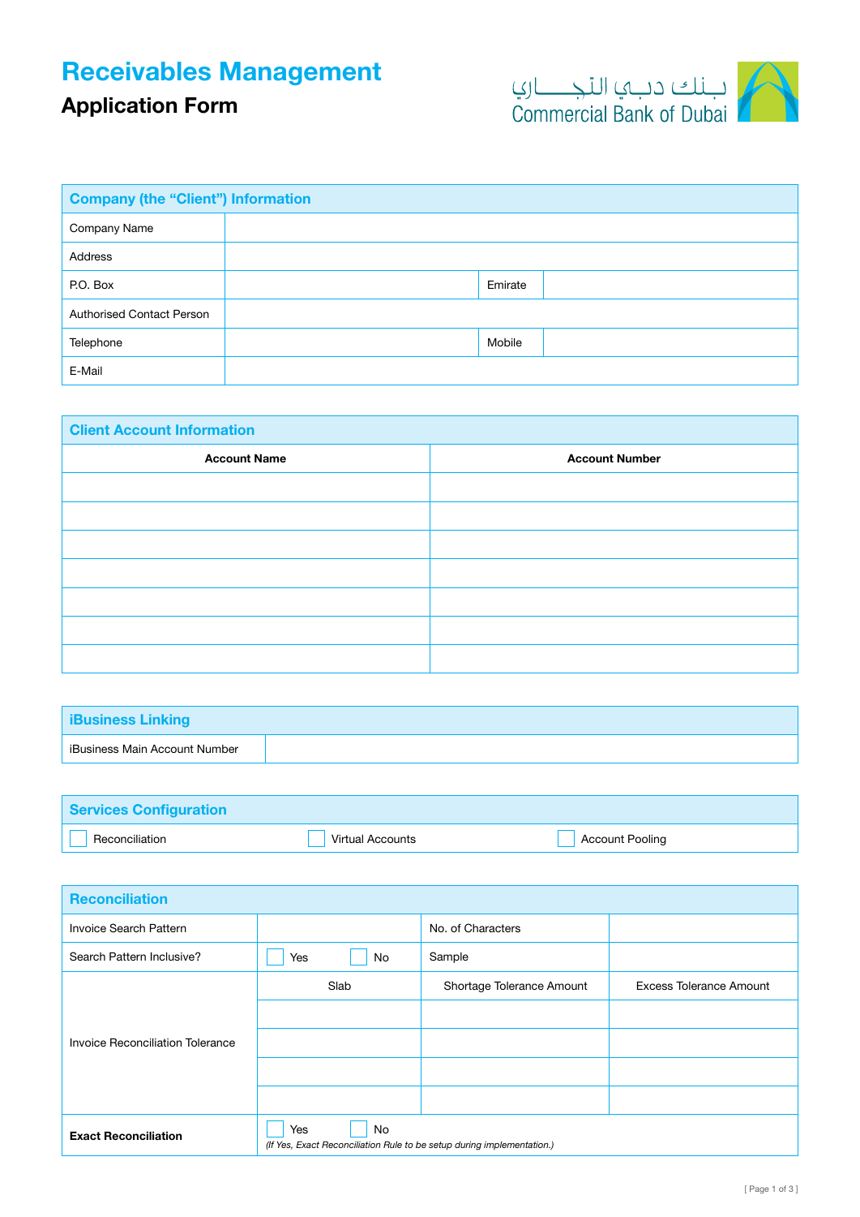# Receivables Management

## Application Form

بـنـك دبـي التجـــــاري
Commercial Bank of Dubai

| Company (the "Client") Information | | | |
|---|---|---|---|
| Company Name | | | |
| Address | | | |
| P.O. Box | | Emirate | |
| Authorised Contact Person | | | |
| Telephone | | Mobile | |
| E-Mail | | | |

| Client Account Information | |
|---|---|
| **Account Name** | **Account Number** |
| | |
| | |
| | |
| | |
| | |
| | |
| | |

| iBusiness Linking | |
|---|---|
| iBusiness Main Account Number | |

| Services Configuration | | |
|---|---|---|
| ☐ Reconciliation | ☐ Virtual Accounts | ☐ Account Pooling |

| Reconciliation | | | |
|---|---|---|---|
| Invoice Search Pattern | | No. of Characters | |
| Search Pattern Inclusive? | ☐ Yes ☐ No | Sample | |
| Invoice Reconciliation Tolerance | Slab | Shortage Tolerance Amount | Excess Tolerance Amount |
| | | | |
| | | | |
| | | | |
| | | | |
| **Exact Reconciliation** | ☐ Yes ☐ No *(If Yes, Exact Reconciliation Rule to be setup during implementation.)* | | |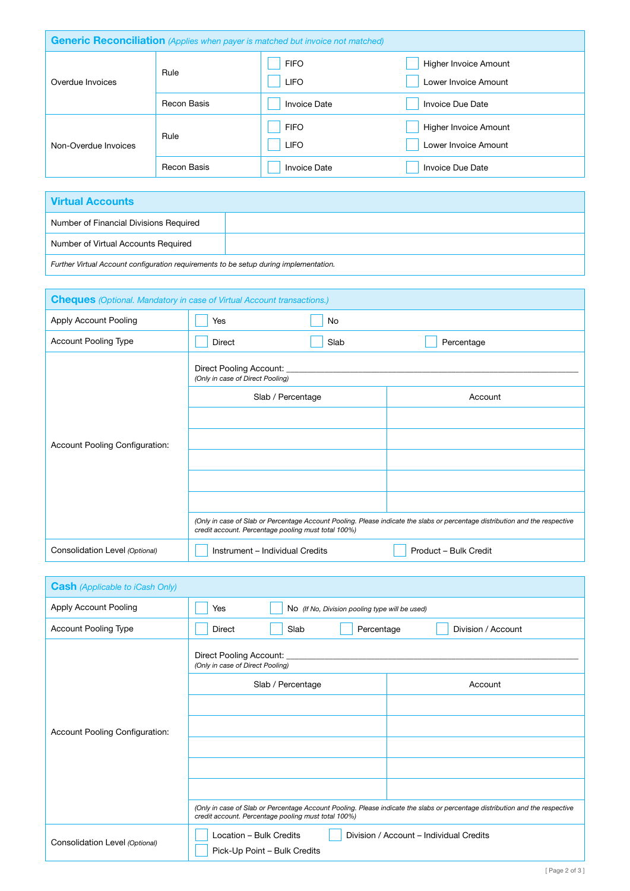## Generic Reconciliation *(Applies when payer is matched but invoice not matched)*

| | | | |
|---|---|---|---|
| Overdue Invoices | Rule | ☐ FIFO<br>☐ LIFO | ☐ Higher Invoice Amount<br>☐ Lower Invoice Amount |
| | Recon Basis | ☐ Invoice Date | ☐ Invoice Due Date |
| Non-Overdue Invoices | Rule | ☐ FIFO<br>☐ LIFO | ☐ Higher Invoice Amount<br>☐ Lower Invoice Amount |
| | Recon Basis | ☐ Invoice Date | ☐ Invoice Due Date |

## Virtual Accounts

| | |
|---|---|
| Number of Financial Divisions Required | |
| Number of Virtual Accounts Required | |

*Further Virtual Account configuration requirements to be setup during implementation.*

## Cheques *(Optional. Mandatory in case of Virtual Account transactions.)*

| | | | |
|---|---|---|---|
| Apply Account Pooling | ☐ Yes | ☐ No | |
| Account Pooling Type | ☐ Direct | ☐ Slab | ☐ Percentage |

**Account Pooling Configuration:**

Direct Pooling Account: ______________________________
*(Only in case of Direct Pooling)*

| Slab / Percentage | Account |
|---|---|
| | |
| | |
| | |
| | |
| | |

*(Only in case of Slab or Percentage Account Pooling. Please indicate the slabs or percentage distribution and the respective credit account. Percentage pooling must total 100%)*

| | | |
|---|---|---|
| Consolidation Level *(Optional)* | ☐ Instrument – Individual Credits | ☐ Product – Bulk Credit |

## Cash *(Applicable to iCash Only)*

| | | | | |
|---|---|---|---|---|
| Apply Account Pooling | ☐ Yes | ☐ No *(If No, Division pooling type will be used)* | | |
| Account Pooling Type | ☐ Direct | ☐ Slab | ☐ Percentage | ☐ Division / Account |

**Account Pooling Configuration:**

Direct Pooling Account: ______________________________
*(Only in case of Direct Pooling)*

| Slab / Percentage | Account |
|---|---|
| | |
| | |
| | |
| | |
| | |

*(Only in case of Slab or Percentage Account Pooling. Please indicate the slabs or percentage distribution and the respective credit account. Percentage pooling must total 100%)*

| | | |
|---|---|---|
| Consolidation Level *(Optional)* | ☐ Location – Bulk Credits<br>☐ Pick-Up Point – Bulk Credits | ☐ Division / Account – Individual Credits |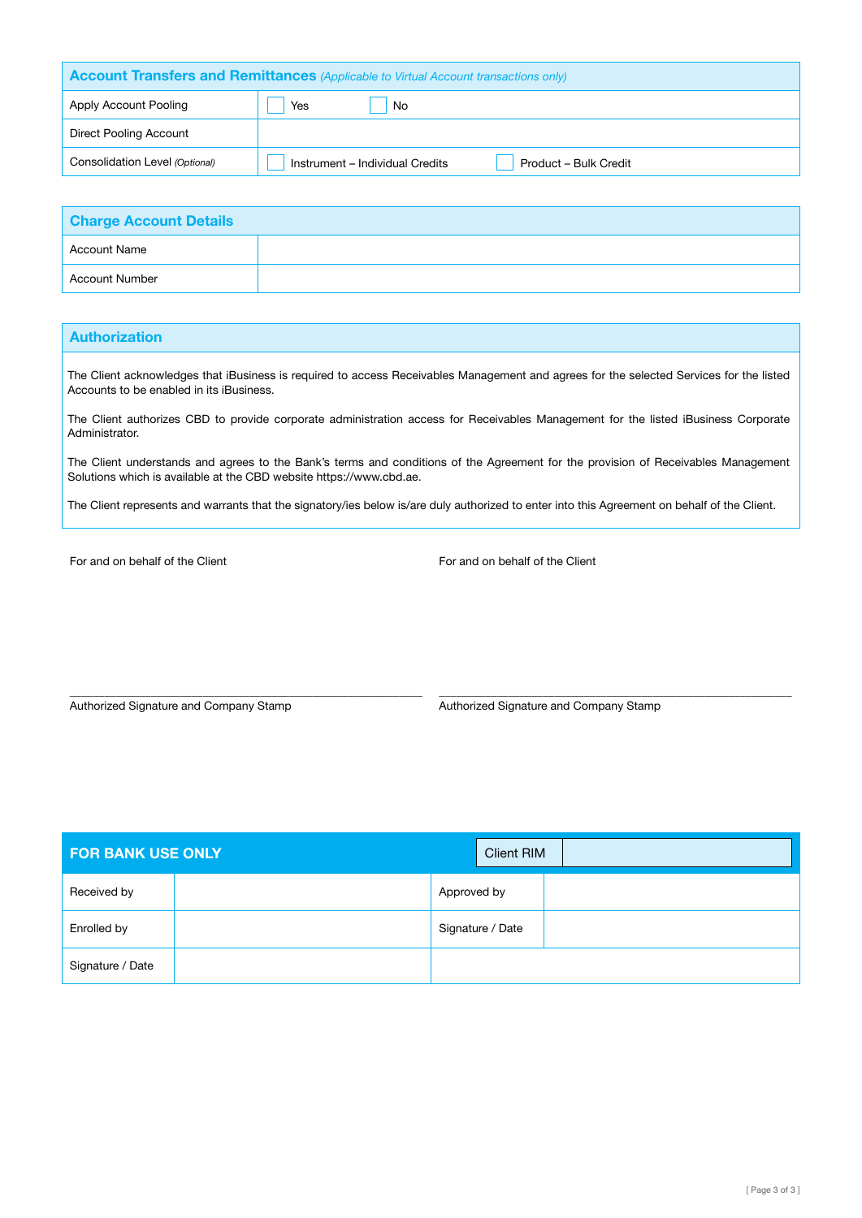| **Account Transfers and Remittances** *(Applicable to Virtual Account transactions only)* | | |
|---|---|---|
| Apply Account Pooling | ☐ Yes | ☐ No |
| Direct Pooling Account | | |
| Consolidation Level *(Optional)* | ☐ Instrument – Individual Credits | ☐ Product – Bulk Credit |

| **Charge Account Details** | |
|---|---|
| Account Name | |
| Account Number | |

## Authorization

The Client acknowledges that iBusiness is required to access Receivables Management and agrees for the selected Services for the listed Accounts to be enabled in its iBusiness.

The Client authorizes CBD to provide corporate administration access for Receivables Management for the listed iBusiness Corporate Administrator.

The Client understands and agrees to the Bank's terms and conditions of the Agreement for the provision of Receivables Management Solutions which is available at the CBD website https://www.cbd.ae.

The Client represents and warrants that the signatory/ies below is/are duly authorized to enter into this Agreement on behalf of the Client.

For and on behalf of the Client

\_\_\_\_\_\_\_\_\_\_\_\_\_\_\_\_\_\_\_\_\_\_\_\_\_\_\_\_\_\_\_\_\_\_\_\_

Authorized Signature and Company Stamp

For and on behalf of the Client

\_\_\_\_\_\_\_\_\_\_\_\_\_\_\_\_\_\_\_\_\_\_\_\_\_\_\_\_\_\_\_\_\_\_\_\_

Authorized Signature and Company Stamp

| **FOR BANK USE ONLY** | | Client RIM | |
|---|---|---|---|
| Received by | | Approved by | |
| Enrolled by | | Signature / Date | |
| Signature / Date | | | |